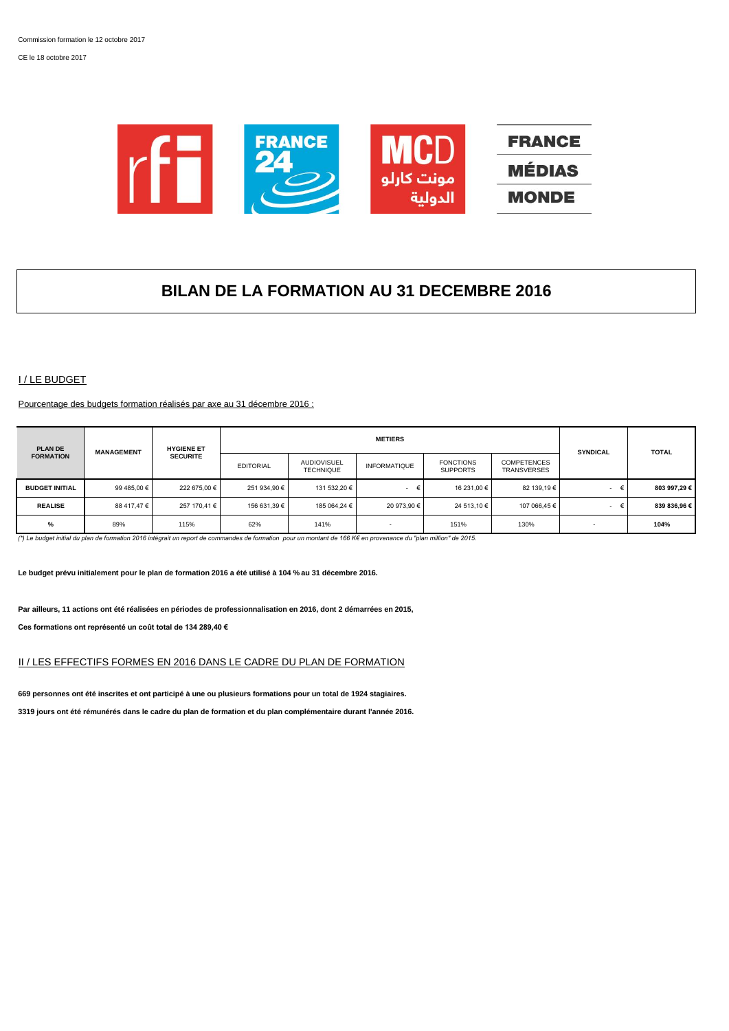Commission formation le 12 octobre 2017

CE le 18 octobre 2017

# BILAN DE LA FORMATION AU 31 DECEMBRE 2016

## I / LE BUDGET

Pourcentage des budgets formation réalisés par axe au 31 décembre 2016 :

| PLAN DE FORMATION | MANAGEMENT | HYGIENE ET SECURITE | METIERS | | | | | SYNDICAL | TOTAL |
|---|---|---|---|---|---|---|---|---|---|
| | | | EDITORIAL | AUDIOVISUEL TECHNIQUE | INFORMATIQUE | FONCTIONS SUPPORTS | COMPETENCES TRANSVERSES | | |
| **BUDGET INITIAL** | 99 485,00 € | 222 675,00 € | 251 934,90 € | 131 532,20 € | - € | 16 231,00 € | 82 139,19 € | - € | **803 997,29 €** |
| **REALISE** | 88 417,47 € | 257 170,41 € | 156 631,39 € | 185 064,24 € | 20 973,90 € | 24 513,10 € | 107 066,45 € | - € | **839 836,96 €** |
| **%** | 89% | 115% | 62% | 141% | - | 151% | 130% | - | **104%** |

*(\*) Le budget initial du plan de formation 2016 intégrait un report de commandes de formation pour un montant de 166 K€ en provenance du "plan million" de 2015.*

**Le budget prévu initialement pour le plan de formation 2016 a été utilisé à 104 % au 31 décembre 2016.**

**Par ailleurs, 11 actions ont été réalisées en périodes de professionnalisation en 2016, dont 2 démarrées en 2015,**

**Ces formations ont représenté un coût total de 134 289,40 €**

## II / LES EFFECTIFS FORMES EN 2016 DANS LE CADRE DU PLAN DE FORMATION

**669 personnes ont été inscrites et ont participé à une ou plusieurs formations pour un total de 1924 stagiaires.**

**3319 jours ont été rémunérés dans le cadre du plan de formation et du plan complémentaire durant l'année 2016.**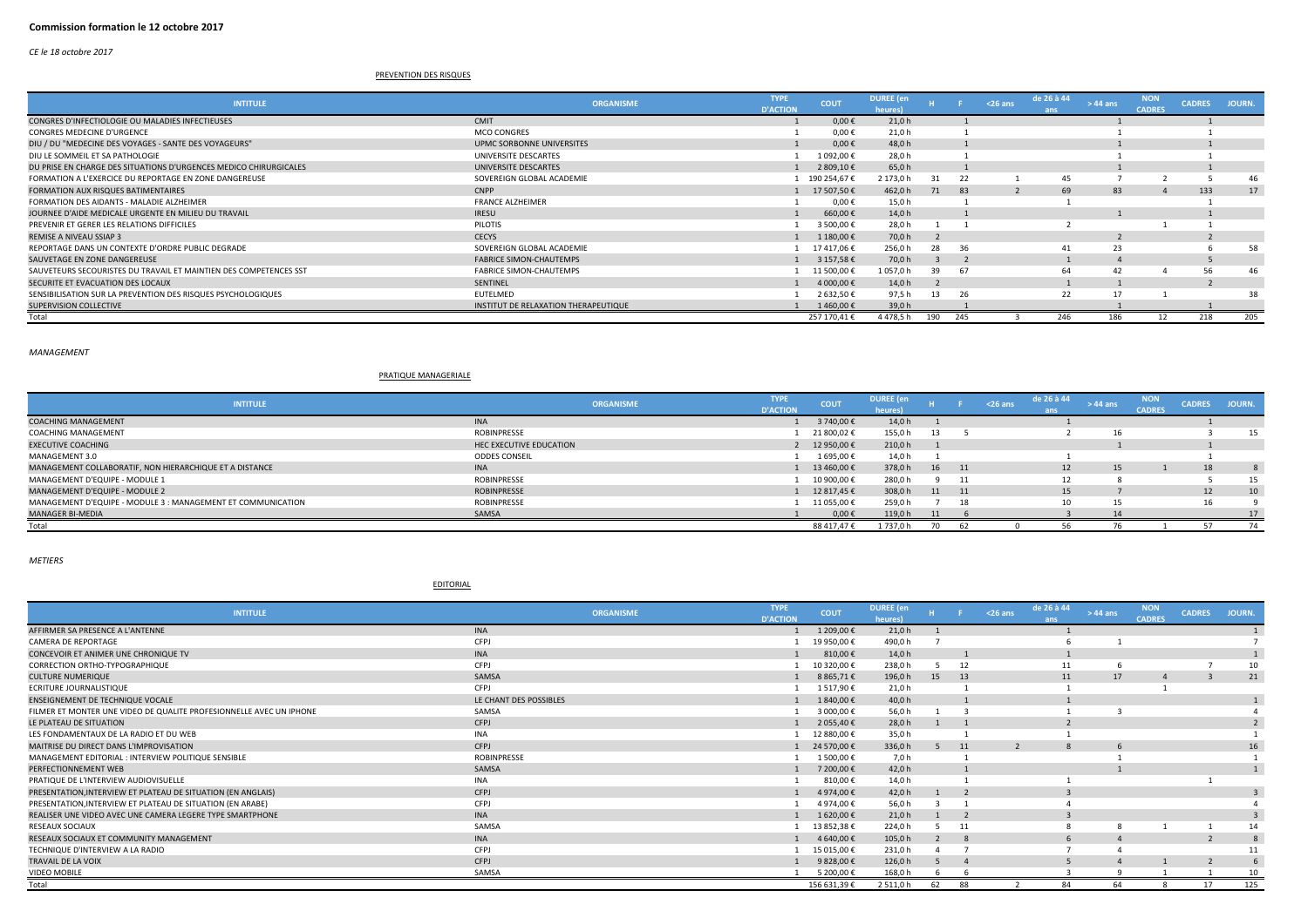**Commission formation le 12 octobre 2017**

*CE le 18 octobre 2017*

PREVENTION DES RISQUES

| INTITULE | ORGANISME | TYPE D'ACTION | COUT | DUREE (en heures) | H | F | <26 ans | de 26 à 44 ans | > 44 ans | NON CADRES | CADRES | JOURN. |
|---|---|---|---|---|---|---|---|---|---|---|---|---|
| CONGRES D'INFECTIOLOGIE OU MALADIES INFECTIEUSES | CMIT | 1 | 0,00 € | 21,0 h | | 1 | | | 1 | | 1 | |
| CONGRES MEDECINE D'URGENCE | MCO CONGRES | 1 | 0,00 € | 21,0 h | | 1 | | | 1 | | 1 | |
| DIU / DU "MEDECINE DES VOYAGES - SANTE DES VOYAGEURS" | UPMC SORBONNE UNIVERSITES | 1 | 0,00 € | 48,0 h | | 1 | | | 1 | | 1 | |
| DIU LE SOMMEIL ET SA PATHOLOGIE | UNIVERSITE DESCARTES | 1 | 1 092,00 € | 28,0 h | | 1 | | | 1 | | 1 | |
| DU PRISE EN CHARGE DES SITUATIONS D'URGENCES MEDICO CHIRURGICALES | UNIVERSITE DESCARTES | 1 | 2 809,10 € | 65,0 h | | 1 | | | 1 | | 1 | |
| FORMATION A L'EXERCICE DU REPORTAGE EN ZONE DANGEREUSE | SOVEREIGN GLOBAL ACADEMIE | 1 | 190 254,67 € | 2 173,0 h | 31 | 22 | 1 | 45 | 7 | 2 | 5 | 46 |
| FORMATION AUX RISQUES BATIMENTAIRES | CNPP | 1 | 17 507,50 € | 462,0 h | 71 | 83 | 2 | 69 | 83 | 4 | 133 | 17 |
| FORMATION DES AIDANTS - MALADIE ALZHEIMER | FRANCE ALZHEIMER | 1 | 0,00 € | 15,0 h | | 1 | | 1 | | | 1 | |
| JOURNEE D'AIDE MEDICALE URGENTE EN MILIEU DU TRAVAIL | IRESU | 1 | 660,00 € | 14,0 h | | 1 | | | 1 | | 1 | |
| PREVENIR ET GERER LES RELATIONS DIFFICILES | PILOTIS | 1 | 3 500,00 € | 28,0 h | 1 | 1 | | 2 | | 1 | 1 | |
| REMISE A NIVEAU SSIAP 3 | CECYS | 1 | 1 180,00 € | 70,0 h | 2 | | | | 2 | | 2 | |
| REPORTAGE DANS UN CONTEXTE D'ORDRE PUBLIC DEGRADE | SOVEREIGN GLOBAL ACADEMIE | 1 | 17 417,06 € | 256,0 h | 28 | 36 | | 41 | 23 | | 6 | 58 |
| SAUVETAGE EN ZONE DANGEREUSE | FABRICE SIMON-CHAUTEMPS | 1 | 3 157,58 € | 70,0 h | 3 | 2 | | 1 | 4 | | 5 | |
| SAUVETEURS SECOURISTES DU TRAVAIL ET MAINTIEN DES COMPETENCES SST | FABRICE SIMON-CHAUTEMPS | 1 | 11 500,00 € | 1 057,0 h | 39 | 67 | | 64 | 42 | 4 | 56 | 46 |
| SECURITE ET EVACUATION DES LOCAUX | SENTINEL | 1 | 4 000,00 € | 14,0 h | 2 | | | 1 | 1 | | 2 | |
| SENSIBILISATION SUR LA PREVENTION DES RISQUES PSYCHOLOGIQUES | EUTELMED | 1 | 2 632,50 € | 97,5 h | 13 | 26 | | 22 | 17 | 1 | | 38 |
| SUPERVISION COLLECTIVE | INSTITUT DE RELAXATION THERAPEUTIQUE | 1 | 1 460,00 € | 39,0 h | | 1 | | | 1 | | 1 | |
| Total | | | 257 170,41 € | 4 478,5 h | 190 | 245 | 3 | 246 | 186 | 12 | 218 | 205 |

*MANAGEMENT*

PRATIQUE MANAGERIALE

| INTITULE | ORGANISME | TYPE D'ACTION | COUT | DUREE (en heures) | H | F | <26 ans | de 26 à 44 ans | > 44 ans | NON CADRES | CADRES | JOURN. |
|---|---|---|---|---|---|---|---|---|---|---|---|---|
| COACHING MANAGEMENT | INA | 1 | 3 740,00 € | 14,0 h | 1 | | | 1 | | | 1 | |
| COACHING MANAGEMENT | ROBINPRESSE | 1 | 21 800,02 € | 155,0 h | 13 | 5 | | 2 | 16 | | 3 | 15 |
| EXECUTIVE COACHING | HEC EXECUTIVE EDUCATION | 2 | 12 950,00 € | 210,0 h | 1 | | | | 1 | | 1 | |
| MANAGEMENT 3.0 | ODDES CONSEIL | 1 | 1 695,00 € | 14,0 h | 1 | | | 1 | | | 1 | |
| MANAGEMENT COLLABORATIF, NON HIERARCHIQUE ET A DISTANCE | INA | 1 | 13 460,00 € | 378,0 h | 16 | 11 | | 12 | 15 | 1 | 18 | 8 |
| MANAGEMENT D'EQUIPE - MODULE 1 | ROBINPRESSE | 1 | 10 900,00 € | 280,0 h | 9 | 11 | | 12 | 8 | | 5 | 15 |
| MANAGEMENT D'EQUIPE - MODULE 2 | ROBINPRESSE | 1 | 12 817,45 € | 308,0 h | 11 | 11 | | 15 | 7 | | 12 | 10 |
| MANAGEMENT D'EQUIPE - MODULE 3 : MANAGEMENT ET COMMUNICATION | ROBINPRESSE | 1 | 11 055,00 € | 259,0 h | 7 | 18 | | 10 | 15 | | 16 | 9 |
| MANAGER BI-MEDIA | SAMSA | 1 | 0,00 € | 119,0 h | 11 | 6 | | 3 | 14 | | | 17 |
| Total | | | 88 417,47 € | 1 737,0 h | 70 | 62 | 0 | 56 | 76 | 1 | 57 | 74 |

*METIERS*

EDITORIAL

| INTITULE | ORGANISME | TYPE D'ACTION | COUT | DUREE (en heures) | H | F | <26 ans | de 26 à 44 ans | > 44 ans | NON CADRES | CADRES | JOURN. |
|---|---|---|---|---|---|---|---|---|---|---|---|---|
| AFFIRMER SA PRESENCE A L'ANTENNE | INA | 1 | 1 209,00 € | 21,0 h | 1 | | | 1 | | | | 1 |
| CAMERA DE REPORTAGE | CFPJ | 1 | 19 950,00 € | 490,0 h | 7 | | | 6 | 1 | | | 7 |
| CONCEVOIR ET ANIMER UNE CHRONIQUE TV | INA | 1 | 810,00 € | 14,0 h | | 1 | | 1 | | | | 1 |
| CORRECTION ORTHO-TYPOGRAPHIQUE | CFPJ | 1 | 10 320,00 € | 238,0 h | 5 | 12 | | 11 | 6 | | 7 | 10 |
| CULTURE NUMERIQUE | SAMSA | 1 | 8 865,71 € | 196,0 h | 15 | 13 | | 11 | 17 | 4 | 3 | 21 |
| ECRITURE JOURNALISTIQUE | CFPJ | 1 | 1 517,90 € | 21,0 h | | 1 | | 1 | | 1 | | |
| ENSEIGNEMENT DE TECHNIQUE VOCALE | LE CHANT DES POSSIBLES | 1 | 1 840,00 € | 40,0 h | | 1 | | 1 | | | | 1 |
| FILMER ET MONTER UNE VIDEO DE QUALITE PROFESIONNELLE AVEC UN IPHONE | SAMSA | 1 | 3 000,00 € | 56,0 h | 1 | 3 | | 1 | 3 | | | 4 |
| LE PLATEAU DE SITUATION | CFPJ | 1 | 2 055,40 € | 28,0 h | 1 | 1 | | 2 | | | | 2 |
| LES FONDAMENTAUX DE LA RADIO ET DU WEB | INA | 1 | 12 880,00 € | 35,0 h | | 1 | | 1 | | | | 1 |
| MAITRISE DU DIRECT DANS L'IMPROVISATION | CFPJ | 1 | 24 570,00 € | 336,0 h | 5 | 11 | 2 | 8 | 6 | | | 16 |
| MANAGEMENT EDITORIAL : INTERVIEW POLITIQUE SENSIBLE | ROBINPRESSE | 1 | 1 500,00 € | 7,0 h | | 1 | | | 1 | | | 1 |
| PERFECTIONNEMENT WEB | SAMSA | 1 | 7 200,00 € | 42,0 h | | 1 | | | 1 | | | 1 |
| PRATIQUE DE L'INTERVIEW AUDIOVISUELLE | INA | 1 | 810,00 € | 14,0 h | | 1 | | 1 | | | 1 | |
| PRESENTATION,INTERVIEW ET PLATEAU DE SITUATION (EN ANGLAIS) | CFPJ | 1 | 4 974,00 € | 42,0 h | 1 | 2 | | 3 | | | | 3 |
| PRESENTATION,INTERVIEW ET PLATEAU DE SITUATION (EN ARABE) | CFPJ | 1 | 4 974,00 € | 56,0 h | 3 | 1 | | 4 | | | | 4 |
| REALISER UNE VIDEO AVEC UNE CAMERA LEGERE TYPE SMARTPHONE | INA | 1 | 1 620,00 € | 21,0 h | 1 | 2 | | 3 | | | | 3 |
| RESEAUX SOCIAUX | SAMSA | 1 | 13 852,38 € | 224,0 h | 5 | 11 | | 8 | 8 | 1 | 1 | 14 |
| RESEAUX SOCIAUX ET COMMUNITY MANAGEMENT | INA | 1 | 4 640,00 € | 105,0 h | 2 | 8 | | 6 | 4 | | 2 | 8 |
| TECHNIQUE D'INTERVIEW A LA RADIO | CFPJ | 1 | 15 015,00 € | 231,0 h | 4 | 7 | | 7 | 4 | | | 11 |
| TRAVAIL DE LA VOIX | CFPJ | 1 | 9 828,00 € | 126,0 h | 5 | 4 | | 5 | 4 | 1 | 2 | 6 |
| VIDEO MOBILE | SAMSA | 1 | 5 200,00 € | 168,0 h | 6 | 6 | | 3 | 9 | 1 | 1 | 10 |
| Total | | | 156 631,39 € | 2 511,0 h | 62 | 88 | 2 | 84 | 64 | 8 | 17 | 125 |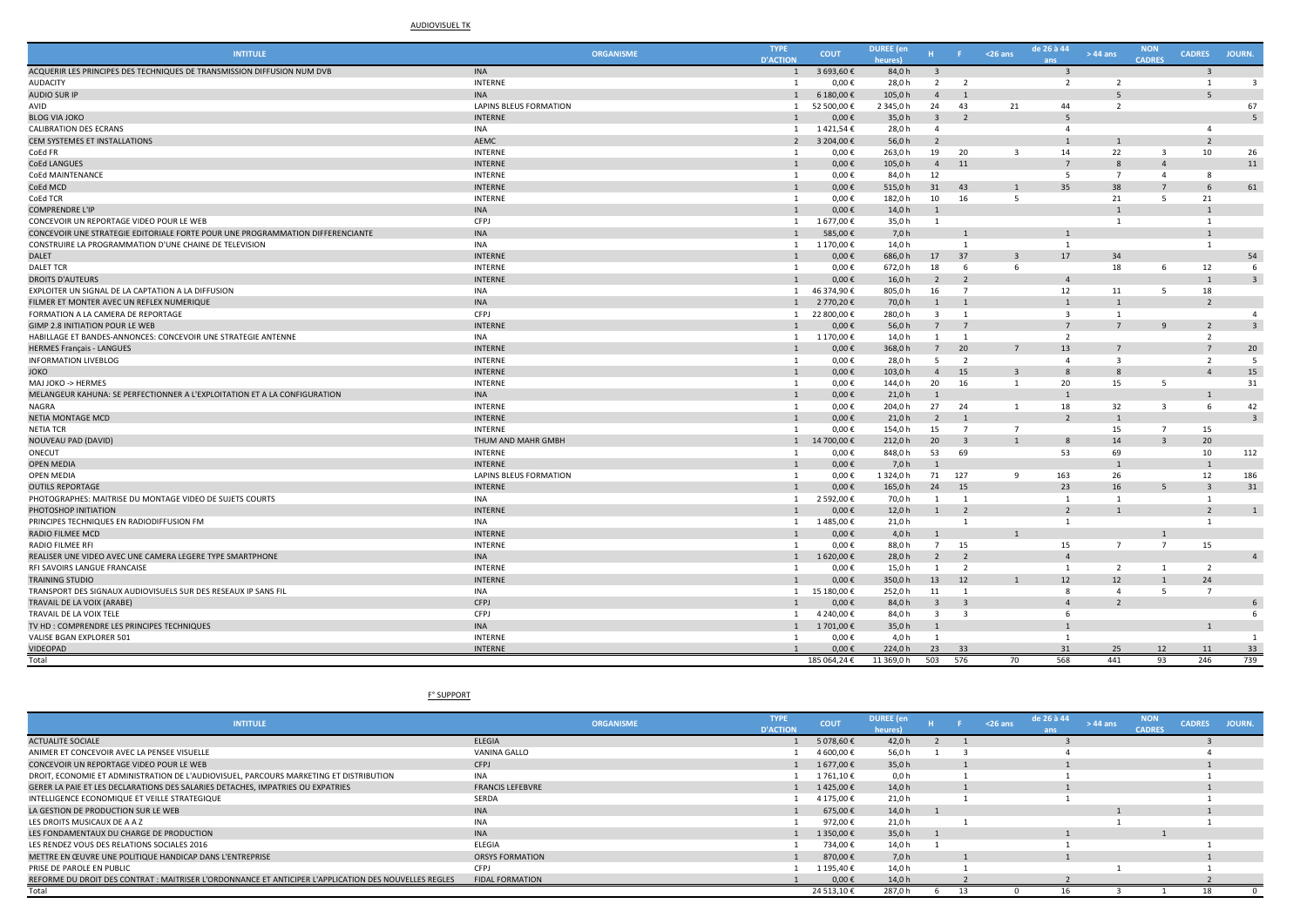AUDIOVISUEL TK

| INTITULE | ORGANISME | TYPE D'ACTION | COUT | DUREE (en heures) | H | F | <26 ans | de 26 à 44 ans | > 44 ans | NON CADRES | CADRES | JOURN. |
|---|---|---|---|---|---|---|---|---|---|---|---|---|
| ACQUERIR LES PRINCIPES DES TECHNIQUES DE TRANSMISSION DIFFUSION NUM DVB | INA | 1 | 3 693,60 € | 84,0 h | 3 | | | 3 | | | 3 | |
| AUDACITY | INTERNE | 1 | 0,00 € | 28,0 h | 2 | 2 | | 2 | 2 | | 1 | 3 |
| AUDIO SUR IP | INA | 1 | 6 180,00 € | 105,0 h | 4 | 1 | | | 5 | | 5 | |
| AVID | LAPINS BLEUS FORMATION | 1 | 52 500,00 € | 2 345,0 h | 24 | 43 | 21 | 44 | 2 | | | 67 |
| BLOG VIA JOKO | INTERNE | 1 | 0,00 € | 35,0 h | 3 | 2 | | 5 | | | | 5 |
| CALIBRATION DES ECRANS | INA | 1 | 1 421,54 € | 28,0 h | 4 | | | 4 | | | 4 | |
| CEM SYSTEMES ET INSTALLATIONS | AEMC | 2 | 3 204,00 € | 56,0 h | 2 | | | 1 | 1 | | 2 | |
| CoEd FR | INTERNE | 1 | 0,00 € | 263,0 h | 19 | 20 | 3 | 14 | 22 | 3 | 10 | 26 |
| CoEd LANGUES | INTERNE | 1 | 0,00 € | 105,0 h | 4 | 11 | | 7 | 8 | 4 | | 11 |
| CoEd MAINTENANCE | INTERNE | 1 | 0,00 € | 84,0 h | 12 | | | 5 | 7 | 4 | 8 | |
| CoEd MCD | INTERNE | 1 | 0,00 € | 515,0 h | 31 | 43 | 1 | 35 | 38 | 7 | 6 | 61 |
| CoEd TCR | INTERNE | 1 | 0,00 € | 182,0 h | 10 | 16 | 5 | | 21 | 5 | 21 | |
| COMPRENDRE L'IP | INA | 1 | 0,00 € | 14,0 h | 1 | | | | 1 | | 1 | |
| CONCEVOIR UN REPORTAGE VIDEO POUR LE WEB | CFPJ | 1 | 1 677,00 € | 35,0 h | 1 | | | | 1 | | 1 | |
| CONCEVOIR UNE STRATEGIE EDITORIALE FORTE POUR UNE PROGRAMMATION DIFFERENCIANTE | INA | 1 | 585,00 € | 7,0 h | | 1 | | 1 | | | 1 | |
| CONSTRUIRE LA PROGRAMMATION D'UNE CHAINE DE TELEVISION | INA | 1 | 1 170,00 € | 14,0 h | | 1 | | 1 | | | 1 | |
| DALET | INTERNE | 1 | 0,00 € | 686,0 h | 17 | 37 | 3 | 17 | 34 | | | 54 |
| DALET TCR | INTERNE | 1 | 0,00 € | 672,0 h | 18 | 6 | 6 | | 18 | 6 | 12 | 6 |
| DROITS D'AUTEURS | INTERNE | 1 | 0,00 € | 16,0 h | 2 | 2 | | 4 | | | 1 | 3 |
| EXPLOITER UN SIGNAL DE LA CAPTATION A LA DIFFUSION | INA | 1 | 46 374,90 € | 805,0 h | 16 | 7 | | 12 | 11 | 5 | 18 | |
| FILMER ET MONTER AVEC UN REFLEX NUMERIQUE | INA | 1 | 2 770,20 € | 70,0 h | 1 | 1 | | 1 | 1 | | 2 | |
| FORMATION A LA CAMERA DE REPORTAGE | CFPJ | 1 | 22 800,00 € | 280,0 h | 3 | 1 | | 3 | 1 | | | 4 |
| GIMP 2.8 INITIATION POUR LE WEB | INTERNE | 1 | 0,00 € | 56,0 h | 7 | 7 | | 7 | 7 | 9 | 2 | 3 |
| HABILLAGE ET BANDES-ANNONCES: CONCEVOIR UNE STRATEGIE ANTENNE | INA | 1 | 1 170,00 € | 14,0 h | 1 | 1 | | 2 | | | 2 | |
| HERMES Français - LANGUES | INTERNE | 1 | 0,00 € | 368,0 h | 7 | 20 | 7 | 13 | 7 | | 7 | 20 |
| INFORMATION LIVEBLOG | INTERNE | 1 | 0,00 € | 28,0 h | 5 | 2 | | 4 | 3 | | 2 | 5 |
| JOKO | INTERNE | 1 | 0,00 € | 103,0 h | 4 | 15 | 3 | 8 | 8 | | 4 | 15 |
| MAJ JOKO -> HERMES | INTERNE | 1 | 0,00 € | 144,0 h | 20 | 16 | 1 | 20 | 15 | 5 | | 31 |
| MELANGEUR KAHUNA: SE PERFECTIONNER A L'EXPLOITATION ET A LA CONFIGURATION | INA | 1 | 0,00 € | 21,0 h | 1 | | | 1 | | | 1 | |
| NAGRA | INTERNE | 1 | 0,00 € | 204,0 h | 27 | 24 | 1 | 18 | 32 | 3 | 6 | 42 |
| NETIA MONTAGE MCD | INTERNE | 1 | 0,00 € | 21,0 h | 2 | 1 | | 2 | 1 | | | 3 |
| NETIA TCR | INTERNE | 1 | 0,00 € | 154,0 h | 15 | 7 | 7 | | 15 | 7 | 15 | |
| NOUVEAU PAD (DAVID) | THUM AND MAHR GMBH | 1 | 14 700,00 € | 212,0 h | 20 | 3 | 1 | 8 | 14 | 3 | 20 | |
| ONECUT | INTERNE | 1 | 0,00 € | 848,0 h | 53 | 69 | | 53 | 69 | | 10 | 112 |
| OPEN MEDIA | INTERNE | 1 | 0,00 € | 7,0 h | 1 | | | | 1 | | 1 | |
| OPEN MEDIA | LAPINS BLEUS FORMATION | 1 | 0,00 € | 1 324,0 h | 71 | 127 | 9 | 163 | 26 | | 12 | 186 |
| OUTILS REPORTAGE | INTERNE | 1 | 0,00 € | 165,0 h | 24 | 15 | | 23 | 16 | 5 | 3 | 31 |
| PHOTOGRAPHES: MAITRISE DU MONTAGE VIDEO DE SUJETS COURTS | INA | 1 | 2 592,00 € | 70,0 h | 1 | 1 | | 1 | 1 | | 1 | |
| PHOTOSHOP INITIATION | INTERNE | 1 | 0,00 € | 12,0 h | 1 | 2 | | 2 | 1 | | 2 | 1 |
| PRINCIPES TECHNIQUES EN RADIODIFFUSION FM | INA | 1 | 1 485,00 € | 21,0 h | | 1 | | 1 | | | 1 | |
| RADIO FILMEE MCD | INTERNE | 1 | 0,00 € | 4,0 h | 1 | | 1 | | | 1 | | |
| RADIO FILMEE RFI | INTERNE | 1 | 0,00 € | 88,0 h | 7 | 15 | | 15 | 7 | 7 | 15 | |
| REALISER UNE VIDEO AVEC UNE CAMERA LEGERE TYPE SMARTPHONE | INA | 1 | 1 620,00 € | 28,0 h | 2 | 2 | | 4 | | | | 4 |
| RFI SAVOIRS LANGUE FRANCAISE | INTERNE | 1 | 0,00 € | 15,0 h | 1 | 2 | | 1 | 2 | 1 | 2 | |
| TRAINING STUDIO | INTERNE | 1 | 0,00 € | 350,0 h | 13 | 12 | 1 | 12 | 12 | 1 | 24 | |
| TRANSPORT DES SIGNAUX AUDIOVISUELS SUR DES RESEAUX IP SANS FIL | INA | 1 | 15 180,00 € | 252,0 h | 11 | 1 | | 8 | 4 | 5 | 7 | |
| TRAVAIL DE LA VOIX (ARABE) | CFPJ | 1 | 0,00 € | 84,0 h | 3 | 3 | | 4 | 2 | | | 6 |
| TRAVAIL DE LA VOIX TELE | CFPJ | 1 | 4 240,00 € | 84,0 h | 3 | 3 | | 6 | | | | 6 |
| TV HD : COMPRENDRE LES PRINCIPES TECHNIQUES | INA | 1 | 1 701,00 € | 35,0 h | 1 | | | 1 | | | 1 | |
| VALISE BGAN EXPLORER 501 | INTERNE | 1 | 0,00 € | 4,0 h | 1 | | | 1 | | | | 1 |
| VIDEOPAD | INTERNE | 1 | 0,00 € | 224,0 h | 23 | 33 | | 31 | 25 | 12 | 11 | 33 |
| Total | | | 185 064,24 € | 11 369,0 h | 503 | 576 | 70 | 568 | 441 | 93 | 246 | 739 |

F° SUPPORT

| INTITULE | ORGANISME | TYPE D'ACTION | COUT | DUREE (en heures) | H | F | <26 ans | de 26 à 44 ans | > 44 ans | NON CADRES | CADRES | JOURN. |
|---|---|---|---|---|---|---|---|---|---|---|---|---|
| ACTUALITE SOCIALE | ELEGIA | 1 | 5 078,60 € | 42,0 h | 2 | 1 | | 3 | | | 3 | |
| ANIMER ET CONCEVOIR AVEC LA PENSEE VISUELLE | VANINA GALLO | 1 | 4 600,00 € | 56,0 h | 1 | 3 | | 4 | | | 4 | |
| CONCEVOIR UN REPORTAGE VIDEO POUR LE WEB | CFPJ | 1 | 1 677,00 € | 35,0 h | | 1 | | 1 | | | 1 | |
| DROIT, ECONOMIE ET ADMINISTRATION DE L'AUDIOVISUEL, PARCOURS MARKETING ET DISTRIBUTION | INA | 1 | 1 761,10 € | 0,0 h | | 1 | | 1 | | | 1 | |
| GERER LA PAIE ET LES DECLARATIONS DES SALARIES DETACHES, IMPATRIES OU EXPATRIES | FRANCIS LEFEBVRE | 1 | 1 425,00 € | 14,0 h | | 1 | | 1 | | | 1 | |
| INTELLIGENCE ECONOMIQUE ET VEILLE STRATEGIQUE | SERDA | 1 | 4 175,00 € | 21,0 h | | 1 | | 1 | | | 1 | |
| LA GESTION DE PRODUCTION SUR LE WEB | INA | 1 | 675,00 € | 14,0 h | 1 | | | | 1 | | 1 | |
| LES DROITS MUSICAUX DE A A Z | INA | 1 | 972,00 € | 21,0 h | | 1 | | | 1 | | 1 | |
| LES FONDAMENTAUX DU CHARGE DE PRODUCTION | INA | 1 | 1 350,00 € | 35,0 h | 1 | | | 1 | | 1 | | |
| LES RENDEZ VOUS DES RELATIONS SOCIALES 2016 | ELEGIA | 1 | 734,00 € | 14,0 h | 1 | | | 1 | | | 1 | |
| METTRE EN ŒUVRE UNE POLITIQUE HANDICAP DANS L'ENTREPRISE | ORSYS FORMATION | 1 | 870,00 € | 7,0 h | | 1 | | 1 | | | 1 | |
| PRISE DE PAROLE EN PUBLIC | CFPJ | 1 | 1 195,40 € | 14,0 h | | 1 | | | 1 | | 1 | |
| REFORME DU DROIT DES CONTRAT : MAITRISER L'ORDONNANCE ET ANTICIPER L'APPLICATION DES NOUVELLES REGLES | FIDAL FORMATION | 1 | 0,00 € | 14,0 h | | 2 | | 2 | | | 2 | |
| Total | | | 24 513,10 € | 287,0 h | 6 | 13 | 0 | 16 | 3 | 1 | 18 | 0 |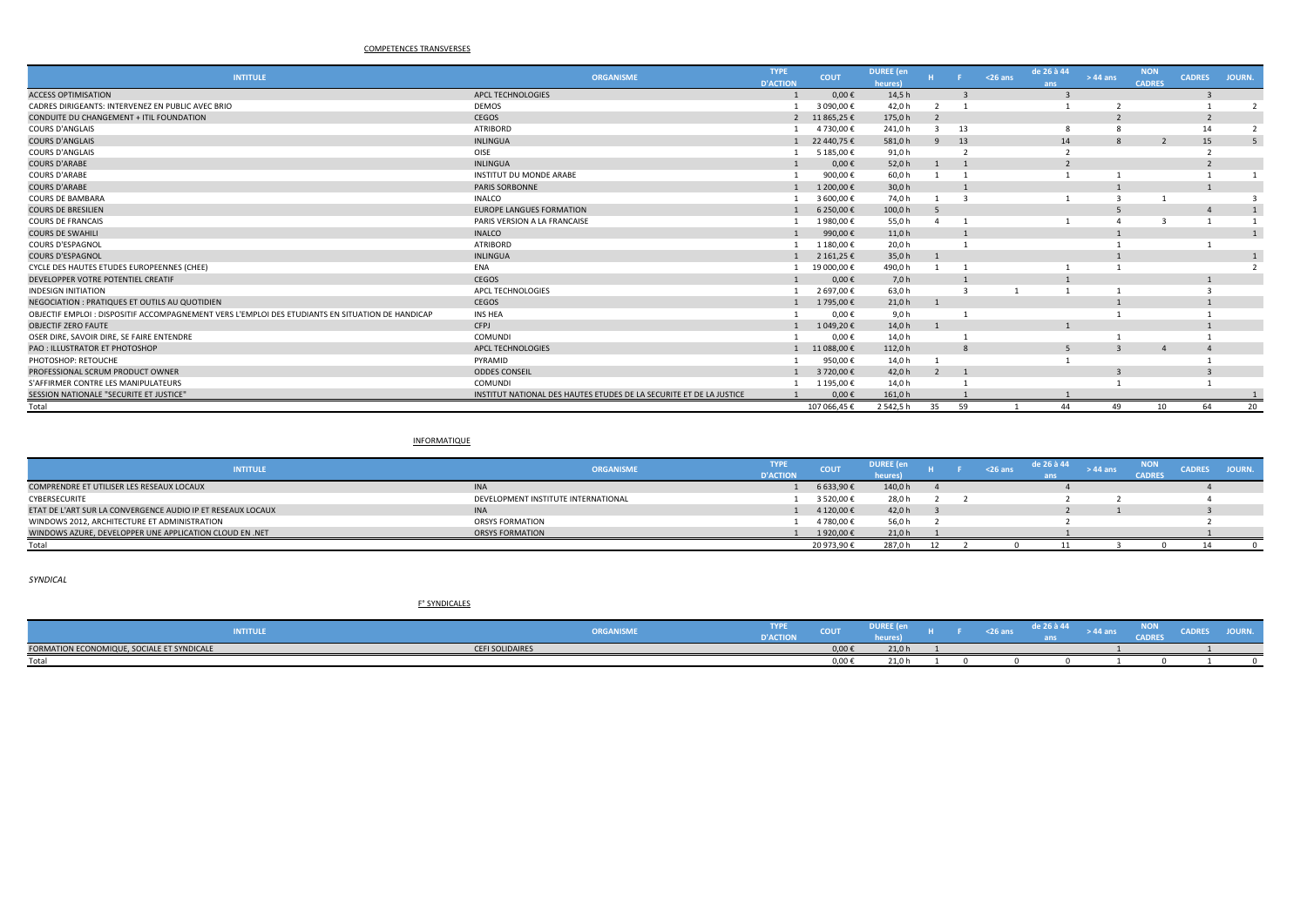COMPETENCES TRANSVERSES

| INTITULE | ORGANISME | TYPE D'ACTION | COUT | DUREE (en heures) | H | F | <26 ans | de 26 à 44 ans | > 44 ans | NON CADRES | CADRES | JOURN. |
|---|---|---|---|---|---|---|---|---|---|---|---|---|
| ACCESS OPTIMISATION | APCL TECHNOLOGIES | 1 | 0,00 € | 14,5 h | | 3 | | 3 | | | 3 | |
| CADRES DIRIGEANTS: INTERVENEZ EN PUBLIC AVEC BRIO | DEMOS | 1 | 3 090,00 € | 42,0 h | 2 | 1 | | 1 | 2 | | 1 | 2 |
| CONDUITE DU CHANGEMENT + ITIL FOUNDATION | CEGOS | 2 | 11 865,25 € | 175,0 h | 2 | | | | 2 | | 2 | |
| COURS D'ANGLAIS | ATRIBORD | 1 | 4 730,00 € | 241,0 h | 3 | 13 | | 8 | 8 | | 14 | 2 |
| COURS D'ANGLAIS | INLINGUA | 1 | 22 440,75 € | 581,0 h | 9 | 13 | | 14 | 8 | 2 | 15 | 5 |
| COURS D'ANGLAIS | OISE | 1 | 5 185,00 € | 91,0 h | | 2 | | 2 | | | 2 | |
| COURS D'ARABE | INLINGUA | 1 | 0,00 € | 52,0 h | 1 | 1 | | 2 | | | 2 | |
| COURS D'ARABE | INSTITUT DU MONDE ARABE | 1 | 900,00 € | 60,0 h | 1 | 1 | | 1 | 1 | | 1 | 1 |
| COURS D'ARABE | PARIS SORBONNE | 1 | 1 200,00 € | 30,0 h | | 1 | | | 1 | | 1 | |
| COURS DE BAMBARA | INALCO | 1 | 3 600,00 € | 74,0 h | 1 | 3 | | 1 | 3 | 1 | | 3 |
| COURS DE BRESILIEN | EUROPE LANGUES FORMATION | 1 | 6 250,00 € | 100,0 h | 5 | | | | 5 | | 4 | 1 |
| COURS DE FRANCAIS | PARIS VERSION A LA FRANCAISE | 1 | 1 980,00 € | 55,0 h | 4 | 1 | | 1 | 4 | 3 | 1 | 1 |
| COURS DE SWAHILI | INALCO | 1 | 990,00 € | 11,0 h | | 1 | | | 1 | | | 1 |
| COURS D'ESPAGNOL | ATRIBORD | 1 | 1 180,00 € | 20,0 h | | 1 | | | 1 | | 1 | |
| COURS D'ESPAGNOL | INLINGUA | 1 | 2 161,25 € | 35,0 h | 1 | | | | 1 | | | 1 |
| CYCLE DES HAUTES ETUDES EUROPEENNES (CHEE) | ENA | 1 | 19 000,00 € | 490,0 h | 1 | 1 | | 1 | 1 | | | 2 |
| DEVELOPPER VOTRE POTENTIEL CREATIF | CEGOS | 1 | 0,00 € | 7,0 h | | 1 | | 1 | | | 1 | |
| INDESIGN INITIATION | APCL TECHNOLOGIES | 1 | 2 697,00 € | 63,0 h | | 3 | 1 | 1 | 1 | | 3 | |
| NEGOCIATION : PRATIQUES ET OUTILS AU QUOTIDIEN | CEGOS | 1 | 1 795,00 € | 21,0 h | 1 | | | | 1 | | 1 | |
| OBJECTIF EMPLOI : DISPOSITIF ACCOMPAGNEMENT VERS L'EMPLOI DES ETUDIANTS EN SITUATION DE HANDICAP | INS HEA | 1 | 0,00 € | 9,0 h | | 1 | | | 1 | | 1 | |
| OBJECTIF ZERO FAUTE | CFPJ | 1 | 1 049,20 € | 14,0 h | 1 | | | 1 | | | 1 | |
| OSER DIRE, SAVOIR DIRE, SE FAIRE ENTENDRE | COMUNDI | 1 | 0,00 € | 14,0 h | | 1 | | | 1 | | 1 | |
| PAO : ILLUSTRATOR ET PHOTOSHOP | APCL TECHNOLOGIES | 1 | 11 088,00 € | 112,0 h | | 8 | | 5 | 3 | 4 | 4 | |
| PHOTOSHOP: RETOUCHE | PYRAMID | 1 | 950,00 € | 14,0 h | 1 | | | 1 | | | 1 | |
| PROFESSIONAL SCRUM PRODUCT OWNER | ODDES CONSEIL | 1 | 3 720,00 € | 42,0 h | 2 | 1 | | | 3 | | 3 | |
| S'AFFIRMER CONTRE LES MANIPULATEURS | COMUNDI | 1 | 1 195,00 € | 14,0 h | | 1 | | | 1 | | 1 | |
| SESSION NATIONALE "SECURITE ET JUSTICE" | INSTITUT NATIONAL DES HAUTES ETUDES DE LA SECURITE ET DE LA JUSTICE | 1 | 0,00 € | 161,0 h | | 1 | | 1 | | | | 1 |
| Total | | | 107 066,45 € | 2 542,5 h | 35 | 59 | 1 | 44 | 49 | 10 | 64 | 20 |

INFORMATIQUE

| INTITULE | ORGANISME | TYPE D'ACTION | COUT | DUREE (en heures) | H | F | <26 ans | de 26 à 44 ans | > 44 ans | NON CADRES | CADRES | JOURN. |
|---|---|---|---|---|---|---|---|---|---|---|---|---|
| COMPRENDRE ET UTILISER LES RESEAUX LOCAUX | INA | 1 | 6 633,90 € | 140,0 h | 4 | | | 4 | | | 4 | |
| CYBERSECURITE | DEVELOPMENT INSTITUTE INTERNATIONAL | 1 | 3 520,00 € | 28,0 h | 2 | 2 | | 2 | 2 | | 4 | |
| ETAT DE L'ART SUR LA CONVERGENCE AUDIO IP ET RESEAUX LOCAUX | INA | 1 | 4 120,00 € | 42,0 h | 3 | | | 2 | 1 | | 3 | |
| WINDOWS 2012, ARCHITECTURE ET ADMINISTRATION | ORSYS FORMATION | 1 | 4 780,00 € | 56,0 h | 2 | | | 2 | | | 2 | |
| WINDOWS AZURE, DEVELOPPER UNE APPLICATION CLOUD EN .NET | ORSYS FORMATION | 1 | 1 920,00 € | 21,0 h | 1 | | | 1 | | | 1 | |
| Total | | | 20 973,90 € | 287,0 h | 12 | 2 | 0 | 11 | 3 | 0 | 14 | 0 |

*SYNDICAL*

F° SYNDICALES

| INTITULE | ORGANISME | TYPE D'ACTION | COUT | DUREE (en heures) | H | F | <26 ans | de 26 à 44 ans | > 44 ans | NON CADRES | CADRES | JOURN. |
|---|---|---|---|---|---|---|---|---|---|---|---|---|
| FORMATION ECONOMIQUE, SOCIALE ET SYNDICALE | CEFI SOLIDAIRES | | 0,00 € | 21,0 h | 1 | | | | 1 | | 1 | |
| Total | | | 0,00 € | 21,0 h | 1 | 0 | 0 | 0 | 1 | 0 | 1 | 0 |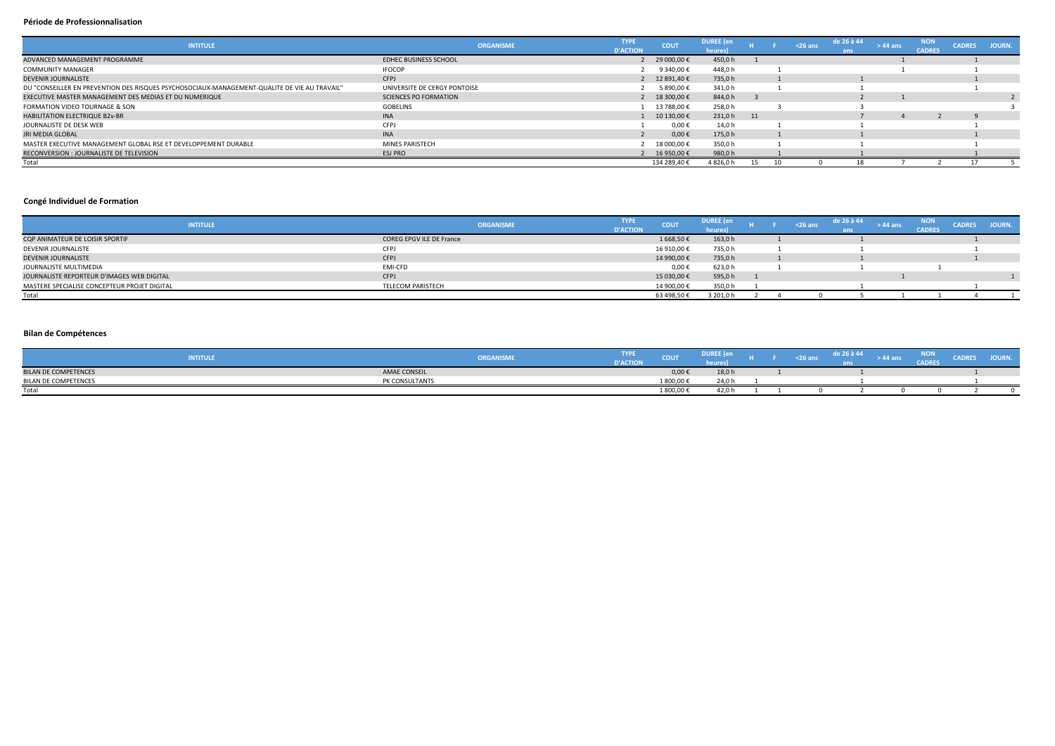**Période de Professionnalisation**

| INTITULE | ORGANISME | TYPE D'ACTION | COUT | DUREE (en heures) | H | F | <26 ans | de 26 à 44 ans | > 44 ans | NON CADRES | CADRES | JOURN. |
|---|---|---|---|---|---|---|---|---|---|---|---|---|
| ADVANCED MANAGEMENT PROGRAMME | EDHEC BUSINESS SCHOOL | 2 | 29 000,00 € | 450,0 h | 1 | | | | 1 | | 1 | |
| COMMUNITY MANAGER | IFOCOP | 2 | 9 340,00 € | 448,0 h | | 1 | | | 1 | | 1 | |
| DEVENIR JOURNALISTE | CFPJ | 2 | 12 891,40 € | 735,0 h | | 1 | | 1 | | | 1 | |
| DU "CONSEILLER EN PREVENTION DES RISQUES PSYCHOSOCIAUX-MANAGEMENT-QUALITE DE VIE AU TRAVAIL" | UNIVERSITE DE CERGY PONTOISE | 2 | 5 890,00 € | 341,0 h | | 1 | | 1 | | | 1 | |
| EXECUTIVE MASTER MANAGEMENT DES MEDIAS ET DU NUMERIQUE | SCIENCES PO FORMATION | 2 | 18 300,00 € | 844,0 h | 3 | | | 2 | 1 | | | 2 |
| FORMATION VIDEO TOURNAGE & SON | GOBELINS | 1 | 13 788,00 € | 258,0 h | | 3 | | 3 | | | | 3 |
| HABILITATION ELECTRIQUE B2v-BR | INA | 1 | 10 130,00 € | 231,0 h | 11 | | | 7 | 4 | 2 | 9 | |
| JOURNALISTE DE DESK WEB | CFPJ | 1 | 0,00 € | 14,0 h | | 1 | | 1 | | | 1 | |
| JRI MEDIA GLOBAL | INA | 2 | 0,00 € | 175,0 h | | 1 | | 1 | | | 1 | |
| MASTER EXECUTIVE MANAGEMENT GLOBAL RSE ET DEVELOPPEMENT DURABLE | MINES PARISTECH | 2 | 18 000,00 € | 350,0 h | | 1 | | 1 | | | 1 | |
| RECONVERSION : JOURNALISTE DE TELEVISION | ESJ PRO | 2 | 16 950,00 € | 980,0 h | | 1 | | 1 | | | 1 | |
| Total | | | 134 289,40 € | 4 826,0 h | 15 | 10 | 0 | 18 | 7 | 2 | 17 | 5 |

**Congé Individuel de Formation**

| INTITULE | ORGANISME | TYPE D'ACTION | COUT | DUREE (en heures) | H | F | <26 ans | de 26 à 44 ans | > 44 ans | NON CADRES | CADRES | JOURN. |
|---|---|---|---|---|---|---|---|---|---|---|---|---|
| CQP ANIMATEUR DE LOISIR SPORTIF | COREG EPGV ILE DE France | | 1 668,50 € | 163,0 h | | 1 | | 1 | | | 1 | |
| DEVENIR JOURNALISTE | CFPJ | | 16 910,00 € | 735,0 h | | 1 | | 1 | | | 1 | |
| DEVENIR JOURNALISTE | CFPJ | | 14 990,00 € | 735,0 h | | 1 | | 1 | | | 1 | |
| JOURNALISTE MULTIMEDIA | EMI-CFD | | 0,00 € | 623,0 h | | 1 | | 1 | | 1 | | |
| JOURNALISTE REPORTEUR D'IMAGES WEB DIGITAL | CFPJ | | 15 030,00 € | 595,0 h | 1 | | | | 1 | | | 1 |
| MASTERE SPECIALISE CONCEPTEUR PROJET DIGITAL | TELECOM PARISTECH | | 14 900,00 € | 350,0 h | 1 | | | 1 | | | 1 | |
| Total | | | 63 498,50 € | 3 201,0 h | 2 | 4 | 0 | 5 | 1 | 1 | 4 | 1 |

**Bilan de Compétences**

| INTITULE | ORGANISME | TYPE D'ACTION | COUT | DUREE (en heures) | H | F | <26 ans | de 26 à 44 ans | > 44 ans | NON CADRES | CADRES | JOURN. |
|---|---|---|---|---|---|---|---|---|---|---|---|---|
| BILAN DE COMPETENCES | AMAE CONSEIL | | 0,00 € | 18,0 h | | 1 | | 1 | | | 1 | |
| BILAN DE COMPETENCES | PK CONSULTANTS | | 1 800,00 € | 24,0 h | 1 | | | 1 | | | 1 | |
| Total | | | 1 800,00 € | 42,0 h | 1 | 1 | 0 | 2 | 0 | 0 | 2 | 0 |